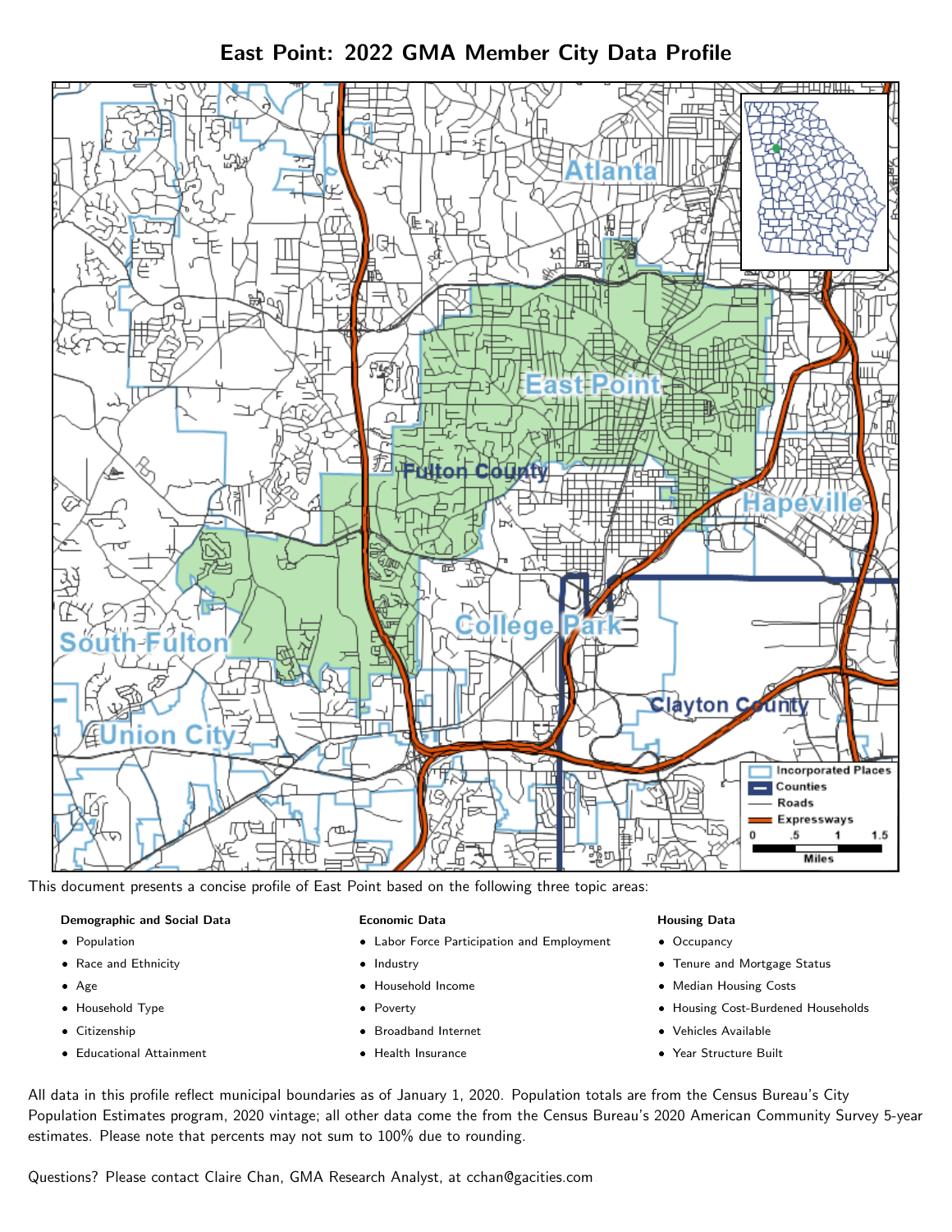# East Point: 2022 GMA Member City Data Profile

This document presents a concise profile of East Point based on the following three topic areas:

**Demographic and Social Data**

- Population
- Race and Ethnicity
- Age
- Household Type
- Citizenship
- Educational Attainment

**Economic Data**

- Labor Force Participation and Employment
- Industry
- Household Income
- Poverty
- Broadband Internet
- Health Insurance

**Housing Data**

- Occupancy
- Tenure and Mortgage Status
- Median Housing Costs
- Housing Cost-Burdened Households
- Vehicles Available
- Year Structure Built

All data in this profile reflect municipal boundaries as of January 1, 2020. Population totals are from the Census Bureau's City Population Estimates program, 2020 vintage; all other data come the from the Census Bureau's 2020 American Community Survey 5-year estimates. Please note that percents may not sum to 100% due to rounding.

Questions? Please contact Claire Chan, GMA Research Analyst, at cchan@gacities.com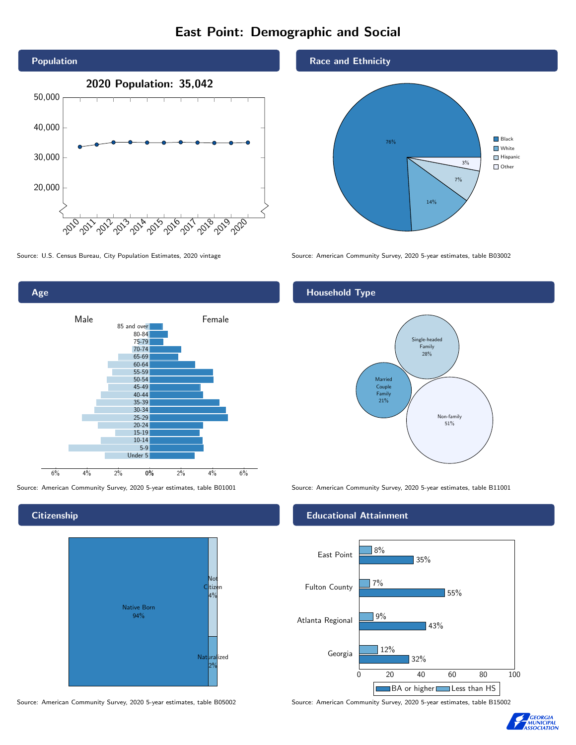# East Point: Demographic and Social

## Population

2020 Population: 35,042

Source: U.S. Census Bureau, City Population Estimates, 2020 vintage

## Race and Ethnicity

| Race/Ethnicity | Percent |
| --- | --- |
| Black | 76% |
| White | 14% |
| Hispanic | 7% |
| Other | 3% |

Source: American Community Survey, 2020 5-year estimates, table B03002

## Age

Source: American Community Survey, 2020 5-year estimates, table B01001

## Household Type

| Household Type | Percent |
| --- | --- |
| Single-headed Family | 28% |
| Married Couple Family | 21% |
| Non-family | 51% |

Source: American Community Survey, 2020 5-year estimates, table B11001

## Citizenship

| Citizenship | Percent |
| --- | --- |
| Native Born | 94% |
| Not Citizen | 4% |
| Naturalized | 2% |

Source: American Community Survey, 2020 5-year estimates, table B05002

## Educational Attainment

| Area | Less than HS | BA or higher |
| --- | --- | --- |
| East Point | 8% | 35% |
| Fulton County | 7% | 55% |
| Atlanta Regional | 9% | 43% |
| Georgia | 12% | 32% |

Source: American Community Survey, 2020 5-year estimates, table B15002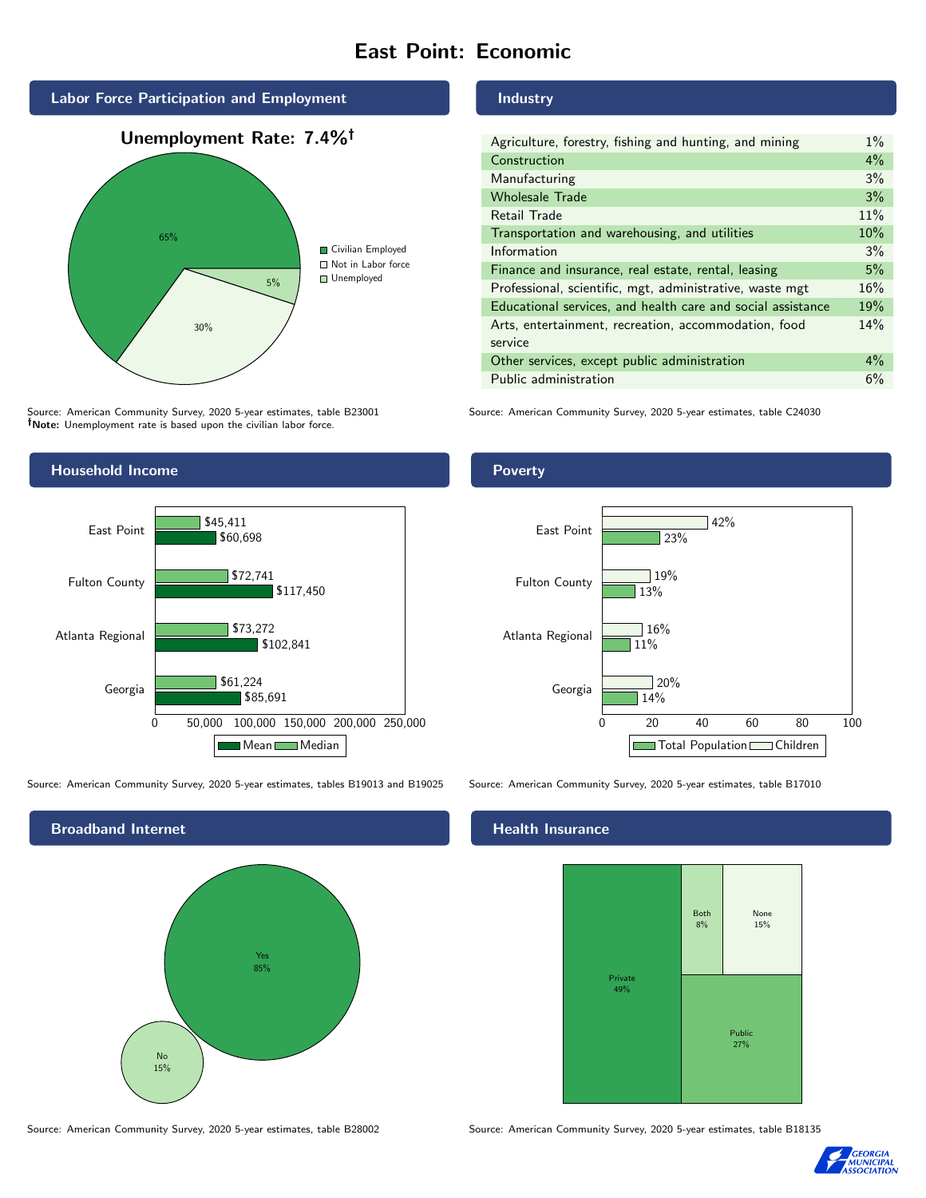# East Point: Economic

## Labor Force Participation and Employment

**Unemployment Rate: 7.4%†**

| Category | Percent |
|---|---|
| Civilian Employed | 65% |
| Not in Labor force | 30% |
| Unemployed | 5% |

Source: American Community Survey, 2020 5-year estimates, table B23001
**†Note:** Unemployment rate is based upon the civilian labor force.

## Industry

| Industry | Percent |
|---|---|
| Agriculture, forestry, fishing and hunting, and mining | 1% |
| Construction | 4% |
| Manufacturing | 3% |
| Wholesale Trade | 3% |
| Retail Trade | 11% |
| Transportation and warehousing, and utilities | 10% |
| Information | 3% |
| Finance and insurance, real estate, rental, leasing | 5% |
| Professional, scientific, mgt, administrative, waste mgt | 16% |
| Educational services, and health care and social assistance | 19% |
| Arts, entertainment, recreation, accommodation, food service | 14% |
| Other services, except public administration | 4% |
| Public administration | 6% |

Source: American Community Survey, 2020 5-year estimates, table C24030

## Household Income

| | Median | Mean |
|---|---|---|
| East Point | $45,411 | $60,698 |
| Fulton County | $72,741 | $117,450 |
| Atlanta Regional | $73,272 | $102,841 |
| Georgia | $61,224 | $85,691 |

Source: American Community Survey, 2020 5-year estimates, tables B19013 and B19025

## Poverty

| | Children | Total Population |
|---|---|---|
| East Point | 42% | 23% |
| Fulton County | 19% | 13% |
| Atlanta Regional | 16% | 11% |
| Georgia | 20% | 14% |

Source: American Community Survey, 2020 5-year estimates, table B17010

## Broadband Internet

| | Percent |
|---|---|
| Yes | 85% |
| No | 15% |

Source: American Community Survey, 2020 5-year estimates, table B28002

## Health Insurance

| | Percent |
|---|---|
| Private | 49% |
| Both | 8% |
| None | 15% |
| Public | 27% |

Source: American Community Survey, 2020 5-year estimates, table B18135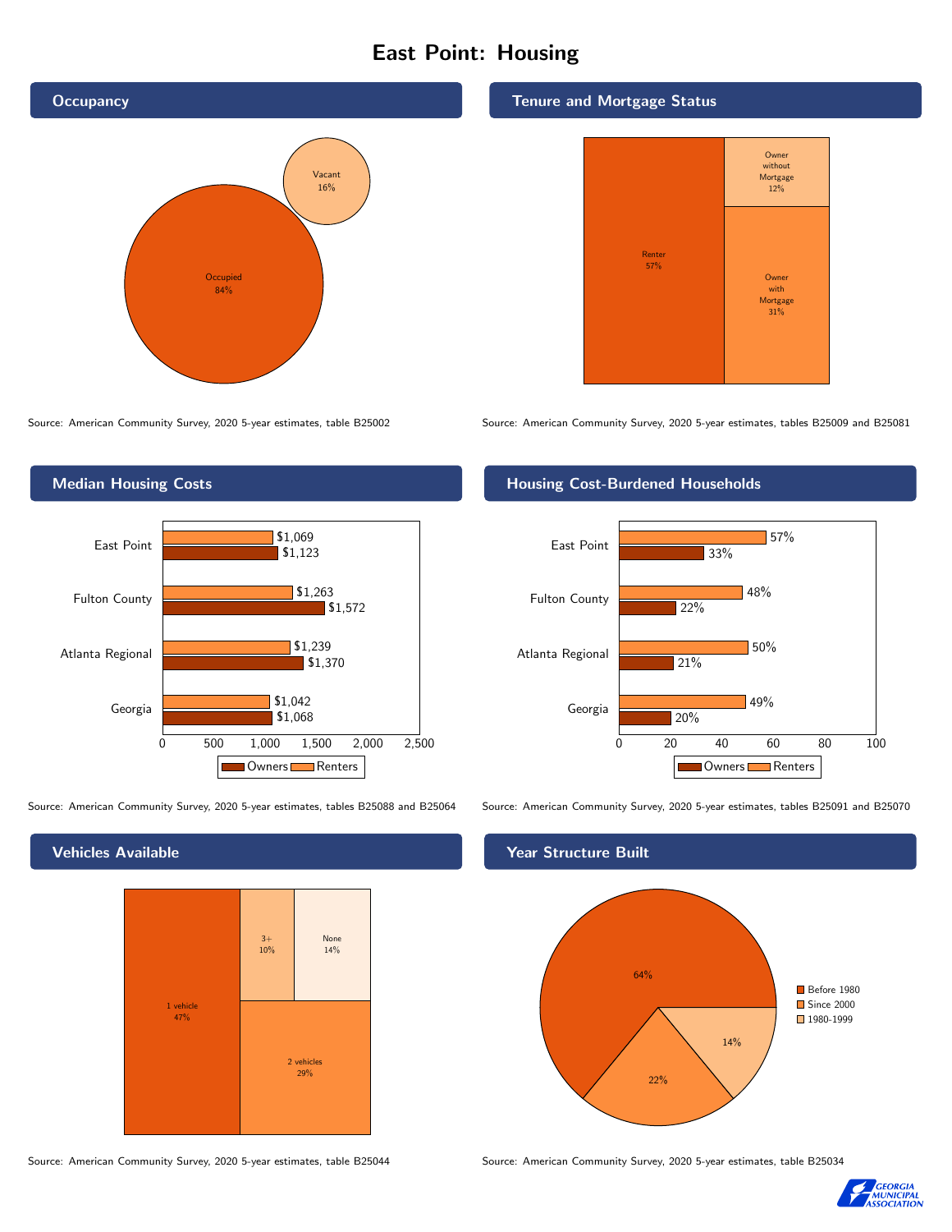# East Point: Housing

## Occupancy

Vacant
16%

Occupied
84%

Source: American Community Survey, 2020 5-year estimates, table B25002

## Tenure and Mortgage Status

Renter
57%

Owner without Mortgage
12%

Owner with Mortgage
31%

Source: American Community Survey, 2020 5-year estimates, tables B25009 and B25081

## Median Housing Costs

East Point
$1,069
$1,123

Fulton County
$1,263
$1,572

Atlanta Regional
$1,239
$1,370

Georgia
$1,042
$1,068

0 500 1,000 1,500 2,000 2,500

Owners Renters

Source: American Community Survey, 2020 5-year estimates, tables B25088 and B25064

## Housing Cost-Burdened Households

East Point
57%
33%

Fulton County
48%
22%

Atlanta Regional
50%
21%

Georgia
49%
20%

0 20 40 60 80 100

Owners Renters

Source: American Community Survey, 2020 5-year estimates, tables B25091 and B25070

## Vehicles Available

1 vehicle
47%

3+
10%

None
14%

2 vehicles
29%

Source: American Community Survey, 2020 5-year estimates, table B25044

## Year Structure Built

64%

22%

14%

Before 1980
Since 2000
1980-1999

Source: American Community Survey, 2020 5-year estimates, table B25034